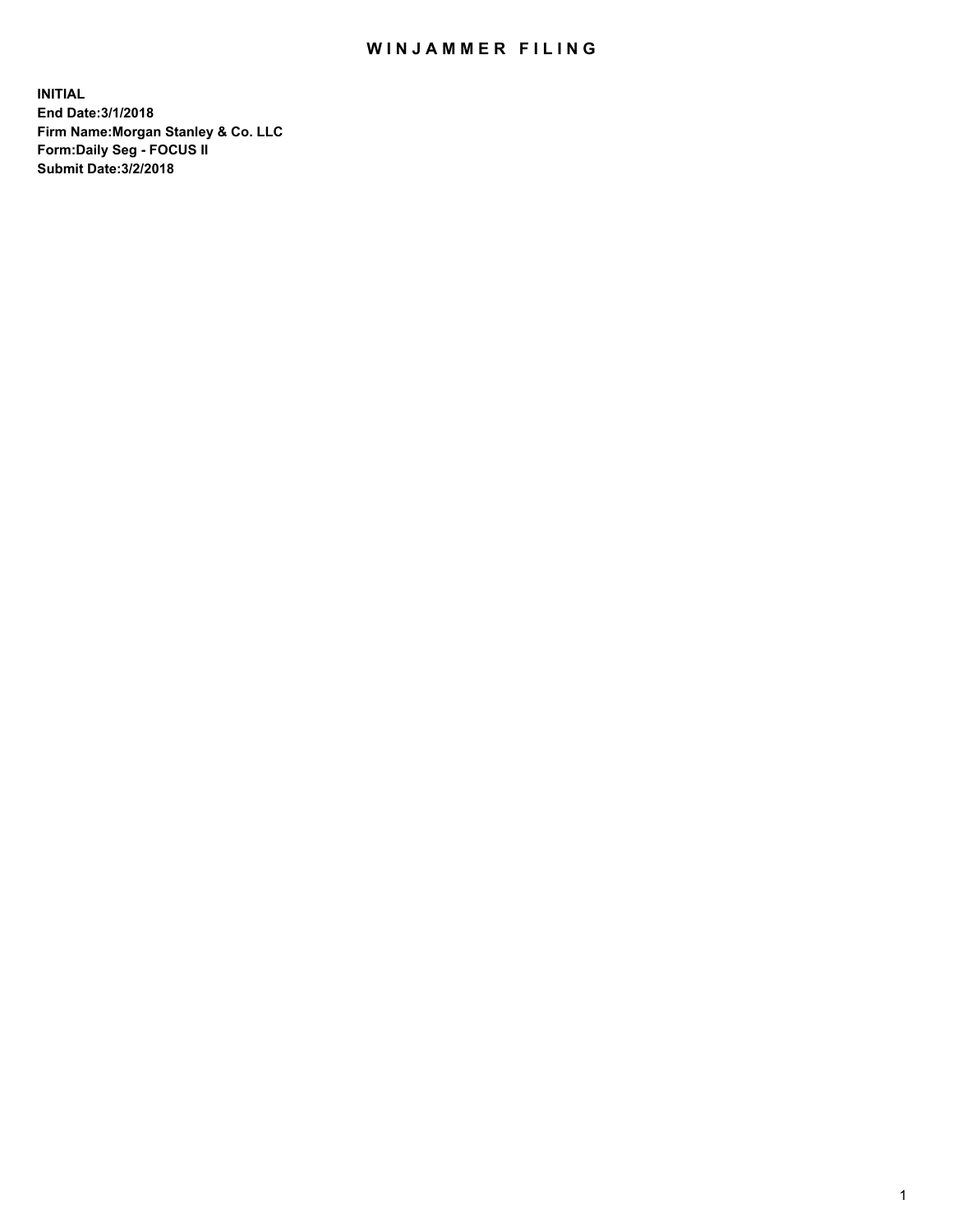# WINJAMMER FILING

**INITIAL**
**End Date:3/1/2018**
**Firm Name:Morgan Stanley & Co. LLC**
**Form:Daily Seg - FOCUS II**
**Submit Date:3/2/2018**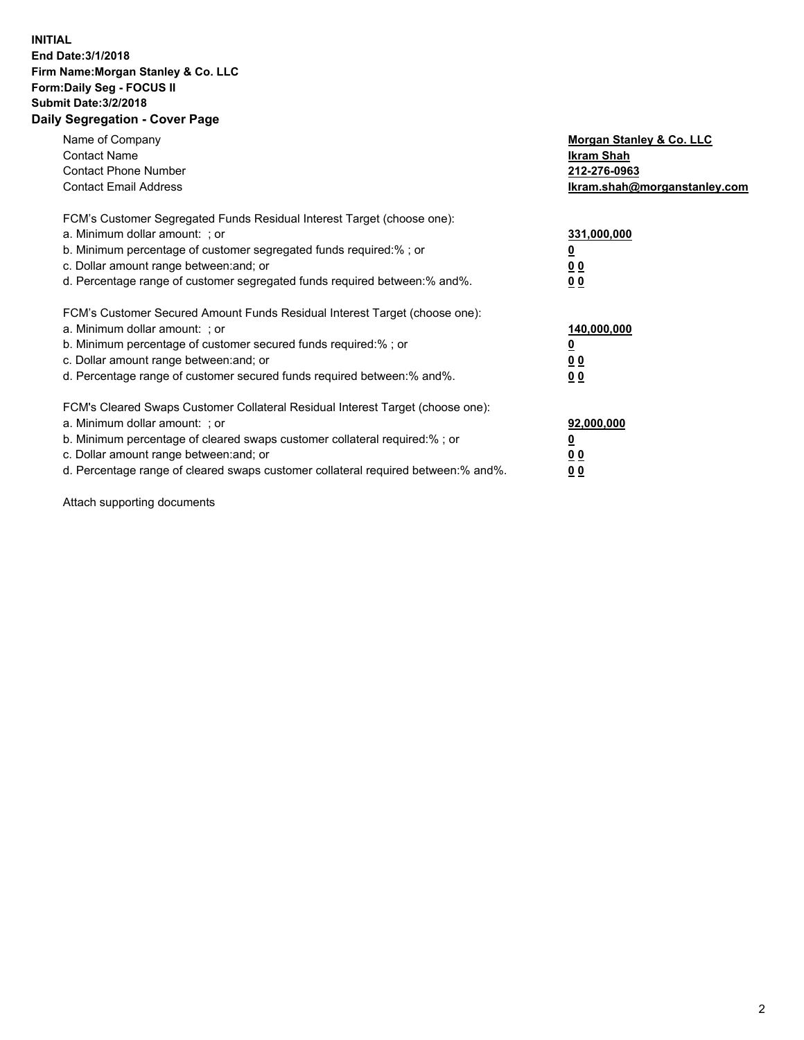**INITIAL**
**End Date:3/1/2018**
**Firm Name:Morgan Stanley & Co. LLC**
**Form:Daily Seg - FOCUS II**
**Submit Date:3/2/2018**
**Daily Segregation - Cover Page**

| | |
|---|---|
| Name of Company | **Morgan Stanley & Co. LLC** |
| Contact Name | **Ikram Shah** |
| Contact Phone Number | **212-276-0963** |
| Contact Email Address | **Ikram.shah@morganstanley.com** |

| | |
|---|---|
| FCM's Customer Segregated Funds Residual Interest Target (choose one): | |
| a. Minimum dollar amount: ; or | **331,000,000** |
| b. Minimum percentage of customer segregated funds required:% ; or | **0** |
| c. Dollar amount range between:and; or | **0 0** |
| d. Percentage range of customer segregated funds required between:% and%. | **0 0** |

| | |
|---|---|
| FCM's Customer Secured Amount Funds Residual Interest Target (choose one): | |
| a. Minimum dollar amount: ; or | **140,000,000** |
| b. Minimum percentage of customer secured funds required:% ; or | **0** |
| c. Dollar amount range between:and; or | **0 0** |
| d. Percentage range of customer secured funds required between:% and%. | **0 0** |

| | |
|---|---|
| FCM's Cleared Swaps Customer Collateral Residual Interest Target (choose one): | |
| a. Minimum dollar amount: ; or | **92,000,000** |
| b. Minimum percentage of cleared swaps customer collateral required:% ; or | **0** |
| c. Dollar amount range between:and; or | **0 0** |
| d. Percentage range of cleared swaps customer collateral required between:% and%. | **0 0** |

Attach supporting documents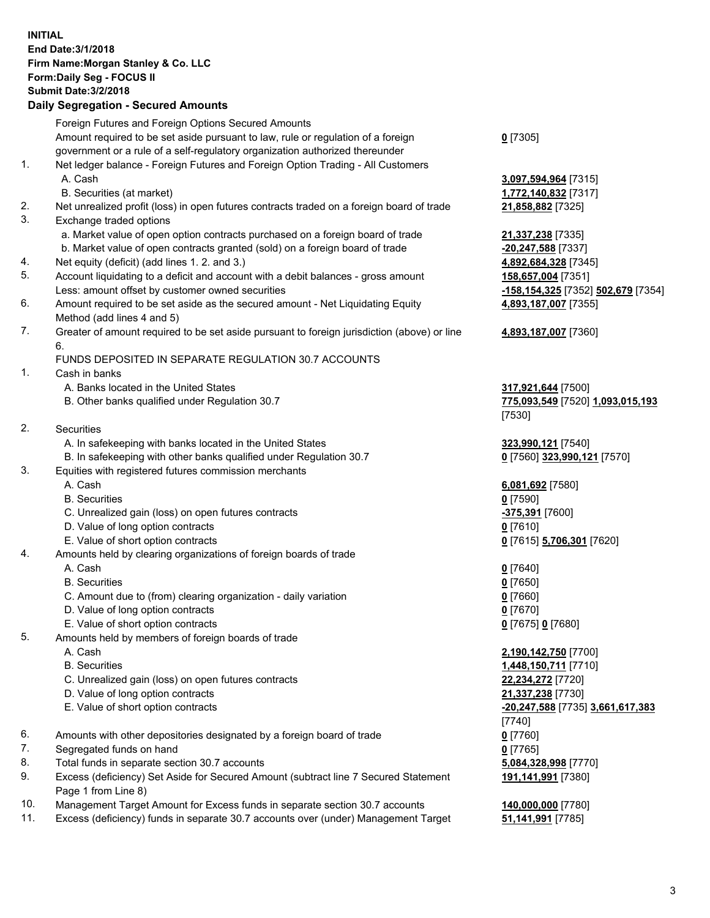**INITIAL**
**End Date:3/1/2018**
**Firm Name:Morgan Stanley & Co. LLC**
**Form:Daily Seg - FOCUS II**
**Submit Date:3/2/2018**

## Daily Segregation - Secured Amounts

| | | |
|---|---|---|
| | Foreign Futures and Foreign Options Secured Amounts | |
| | Amount required to be set aside pursuant to law, rule or regulation of a foreign government or a rule of a self-regulatory organization authorized thereunder | **0** [7305] |
| 1. | Net ledger balance - Foreign Futures and Foreign Option Trading - All Customers | |
| | A. Cash | **3,097,594,964** [7315] |
| | B. Securities (at market) | **1,772,140,832** [7317] |
| 2. | Net unrealized profit (loss) in open futures contracts traded on a foreign board of trade | **21,858,882** [7325] |
| 3. | Exchange traded options | |
| | a. Market value of open option contracts purchased on a foreign board of trade | **21,337,238** [7335] |
| | b. Market value of open contracts granted (sold) on a foreign board of trade | **-20,247,588** [7337] |
| 4. | Net equity (deficit) (add lines 1. 2. and 3.) | **4,892,684,328** [7345] |
| 5. | Account liquidating to a deficit and account with a debit balances - gross amount | **158,657,004** [7351] |
| | Less: amount offset by customer owned securities | **-158,154,325** [7352] **502,679** [7354] |
| 6. | Amount required to be set aside as the secured amount - Net Liquidating Equity Method (add lines 4 and 5) | **4,893,187,007** [7355] |
| 7. | Greater of amount required to be set aside pursuant to foreign jurisdiction (above) or line 6. | **4,893,187,007** [7360] |
| | FUNDS DEPOSITED IN SEPARATE REGULATION 30.7 ACCOUNTS | |
| 1. | Cash in banks | |
| | A. Banks located in the United States | **317,921,644** [7500] |
| | B. Other banks qualified under Regulation 30.7 | **775,093,549** [7520] **1,093,015,193** [7530] |
| 2. | Securities | |
| | A. In safekeeping with banks located in the United States | **323,990,121** [7540] |
| | B. In safekeeping with other banks qualified under Regulation 30.7 | **0** [7560] **323,990,121** [7570] |
| 3. | Equities with registered futures commission merchants | |
| | A. Cash | **6,081,692** [7580] |
| | B. Securities | **0** [7590] |
| | C. Unrealized gain (loss) on open futures contracts | **-375,391** [7600] |
| | D. Value of long option contracts | **0** [7610] |
| | E. Value of short option contracts | **0** [7615] **5,706,301** [7620] |
| 4. | Amounts held by clearing organizations of foreign boards of trade | |
| | A. Cash | **0** [7640] |
| | B. Securities | **0** [7650] |
| | C. Amount due to (from) clearing organization - daily variation | **0** [7660] |
| | D. Value of long option contracts | **0** [7670] |
| | E. Value of short option contracts | **0** [7675] **0** [7680] |
| 5. | Amounts held by members of foreign boards of trade | |
| | A. Cash | **2,190,142,750** [7700] |
| | B. Securities | **1,448,150,711** [7710] |
| | C. Unrealized gain (loss) on open futures contracts | **22,234,272** [7720] |
| | D. Value of long option contracts | **21,337,238** [7730] |
| | E. Value of short option contracts | **-20,247,588** [7735] **3,661,617,383** [7740] |
| 6. | Amounts with other depositories designated by a foreign board of trade | **0** [7760] |
| 7. | Segregated funds on hand | **0** [7765] |
| 8. | Total funds in separate section 30.7 accounts | **5,084,328,998** [7770] |
| 9. | Excess (deficiency) Set Aside for Secured Amount (subtract line 7 Secured Statement Page 1 from Line 8) | **191,141,991** [7380] |
| 10. | Management Target Amount for Excess funds in separate section 30.7 accounts | **140,000,000** [7780] |
| 11. | Excess (deficiency) funds in separate 30.7 accounts over (under) Management Target | **51,141,991** [7785] |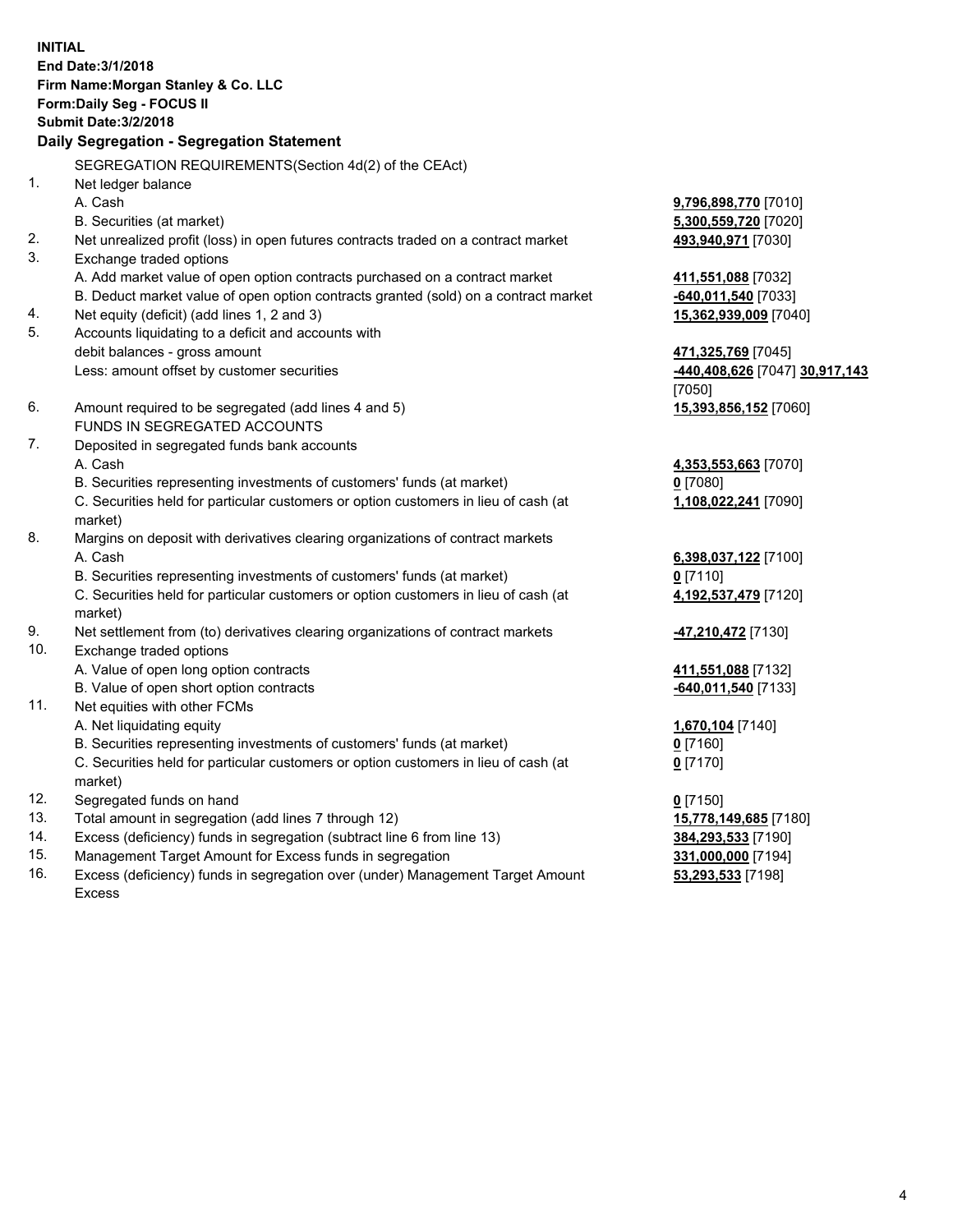**INITIAL**
**End Date:3/1/2018**
**Firm Name:Morgan Stanley & Co. LLC**
**Form:Daily Seg - FOCUS II**
**Submit Date:3/2/2018**

## Daily Segregation - Segregation Statement

SEGREGATION REQUIREMENTS(Section 4d(2) of the CEAct)

| | | |
|---|---|---|
| 1. | Net ledger balance | |
| | A. Cash | **9,796,898,770** [7010] |
| | B. Securities (at market) | **5,300,559,720** [7020] |
| 2. | Net unrealized profit (loss) in open futures contracts traded on a contract market | **493,940,971** [7030] |
| 3. | Exchange traded options | |
| | A. Add market value of open option contracts purchased on a contract market | **411,551,088** [7032] |
| | B. Deduct market value of open option contracts granted (sold) on a contract market | **-640,011,540** [7033] |
| 4. | Net equity (deficit) (add lines 1, 2 and 3) | **15,362,939,009** [7040] |
| 5. | Accounts liquidating to a deficit and accounts with debit balances - gross amount | **471,325,769** [7045] |
| | Less: amount offset by customer securities | **-440,408,626** [7047] **30,917,143** [7050] |
| 6. | Amount required to be segregated (add lines 4 and 5) | **15,393,856,152** [7060] |
| | FUNDS IN SEGREGATED ACCOUNTS | |
| 7. | Deposited in segregated funds bank accounts | |
| | A. Cash | **4,353,553,663** [7070] |
| | B. Securities representing investments of customers' funds (at market) | **0** [7080] |
| | C. Securities held for particular customers or option customers in lieu of cash (at market) | **1,108,022,241** [7090] |
| 8. | Margins on deposit with derivatives clearing organizations of contract markets | |
| | A. Cash | **6,398,037,122** [7100] |
| | B. Securities representing investments of customers' funds (at market) | **0** [7110] |
| | C. Securities held for particular customers or option customers in lieu of cash (at market) | **4,192,537,479** [7120] |
| 9. | Net settlement from (to) derivatives clearing organizations of contract markets | **-47,210,472** [7130] |
| 10. | Exchange traded options | |
| | A. Value of open long option contracts | **411,551,088** [7132] |
| | B. Value of open short option contracts | **-640,011,540** [7133] |
| 11. | Net equities with other FCMs | |
| | A. Net liquidating equity | **1,670,104** [7140] |
| | B. Securities representing investments of customers' funds (at market) | **0** [7160] |
| | C. Securities held for particular customers or option customers in lieu of cash (at market) | **0** [7170] |
| 12. | Segregated funds on hand | **0** [7150] |
| 13. | Total amount in segregation (add lines 7 through 12) | **15,778,149,685** [7180] |
| 14. | Excess (deficiency) funds in segregation (subtract line 6 from line 13) | **384,293,533** [7190] |
| 15. | Management Target Amount for Excess funds in segregation | **331,000,000** [7194] |
| 16. | Excess (deficiency) funds in segregation over (under) Management Target Amount Excess | **53,293,533** [7198] |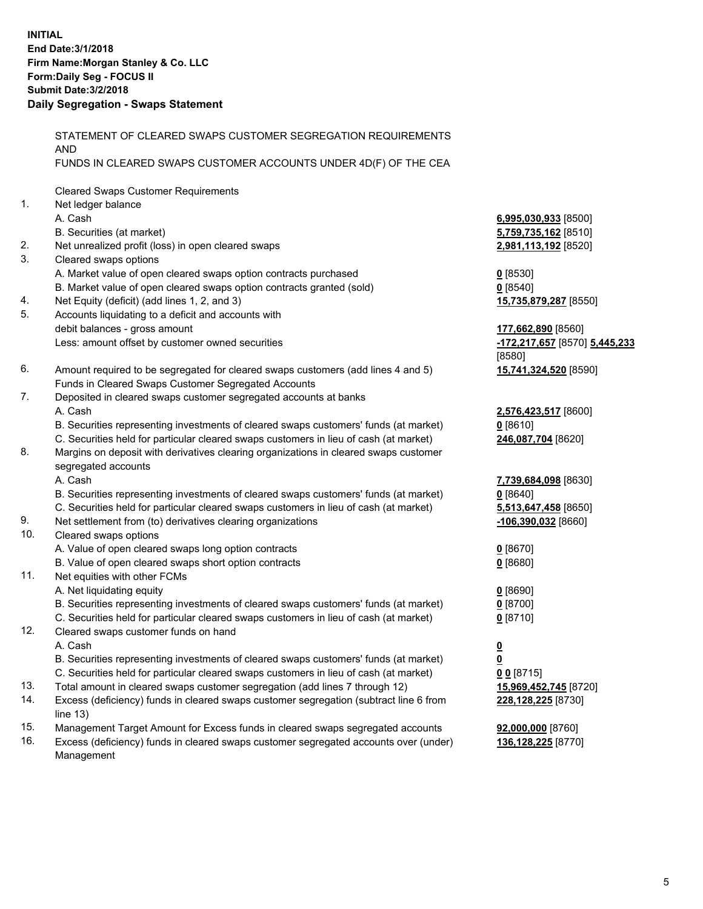**INITIAL**
**End Date:3/1/2018**
**Firm Name:Morgan Stanley & Co. LLC**
**Form:Daily Seg - FOCUS II**
**Submit Date:3/2/2018**
**Daily Segregation - Swaps Statement**

STATEMENT OF CLEARED SWAPS CUSTOMER SEGREGATION REQUIREMENTS AND FUNDS IN CLEARED SWAPS CUSTOMER ACCOUNTS UNDER 4D(F) OF THE CEA

| | | |
|---|---|---|
| | Cleared Swaps Customer Requirements | |
| 1. | Net ledger balance | |
| | A. Cash | **6,995,030,933** [8500] |
| | B. Securities (at market) | **5,759,735,162** [8510] |
| 2. | Net unrealized profit (loss) in open cleared swaps | **2,981,113,192** [8520] |
| 3. | Cleared swaps options | |
| | A. Market value of open cleared swaps option contracts purchased | **0** [8530] |
| | B. Market value of open cleared swaps option contracts granted (sold) | **0** [8540] |
| 4. | Net Equity (deficit) (add lines 1, 2, and 3) | **15,735,879,287** [8550] |
| 5. | Accounts liquidating to a deficit and accounts with debit balances - gross amount | **177,662,890** [8560] |
| | Less: amount offset by customer owned securities | **-172,217,657** [8570] **5,445,233** [8580] |
| 6. | Amount required to be segregated for cleared swaps customers (add lines 4 and 5) | **15,741,324,520** [8590] |
| | Funds in Cleared Swaps Customer Segregated Accounts | |
| 7. | Deposited in cleared swaps customer segregated accounts at banks | |
| | A. Cash | **2,576,423,517** [8600] |
| | B. Securities representing investments of cleared swaps customers' funds (at market) | **0** [8610] |
| | C. Securities held for particular cleared swaps customers in lieu of cash (at market) | **246,087,704** [8620] |
| 8. | Margins on deposit with derivatives clearing organizations in cleared swaps customer segregated accounts | |
| | A. Cash | **7,739,684,098** [8630] |
| | B. Securities representing investments of cleared swaps customers' funds (at market) | **0** [8640] |
| | C. Securities held for particular cleared swaps customers in lieu of cash (at market) | **5,513,647,458** [8650] |
| 9. | Net settlement from (to) derivatives clearing organizations | **-106,390,032** [8660] |
| 10. | Cleared swaps options | |
| | A. Value of open cleared swaps long option contracts | **0** [8670] |
| | B. Value of open cleared swaps short option contracts | **0** [8680] |
| 11. | Net equities with other FCMs | |
| | A. Net liquidating equity | **0** [8690] |
| | B. Securities representing investments of cleared swaps customers' funds (at market) | **0** [8700] |
| | C. Securities held for particular cleared swaps customers in lieu of cash (at market) | **0** [8710] |
| 12. | Cleared swaps customer funds on hand | |
| | A. Cash | **0** |
| | B. Securities representing investments of cleared swaps customers' funds (at market) | **0** |
| | C. Securities held for particular cleared swaps customers in lieu of cash (at market) | **0** **0** [8715] |
| 13. | Total amount in cleared swaps customer segregation (add lines 7 through 12) | **15,969,452,745** [8720] |
| 14. | Excess (deficiency) funds in cleared swaps customer segregation (subtract line 6 from line 13) | **228,128,225** [8730] |
| 15. | Management Target Amount for Excess funds in cleared swaps segregated accounts | **92,000,000** [8760] |
| 16. | Excess (deficiency) funds in cleared swaps customer segregated accounts over (under) Management | **136,128,225** [8770] |